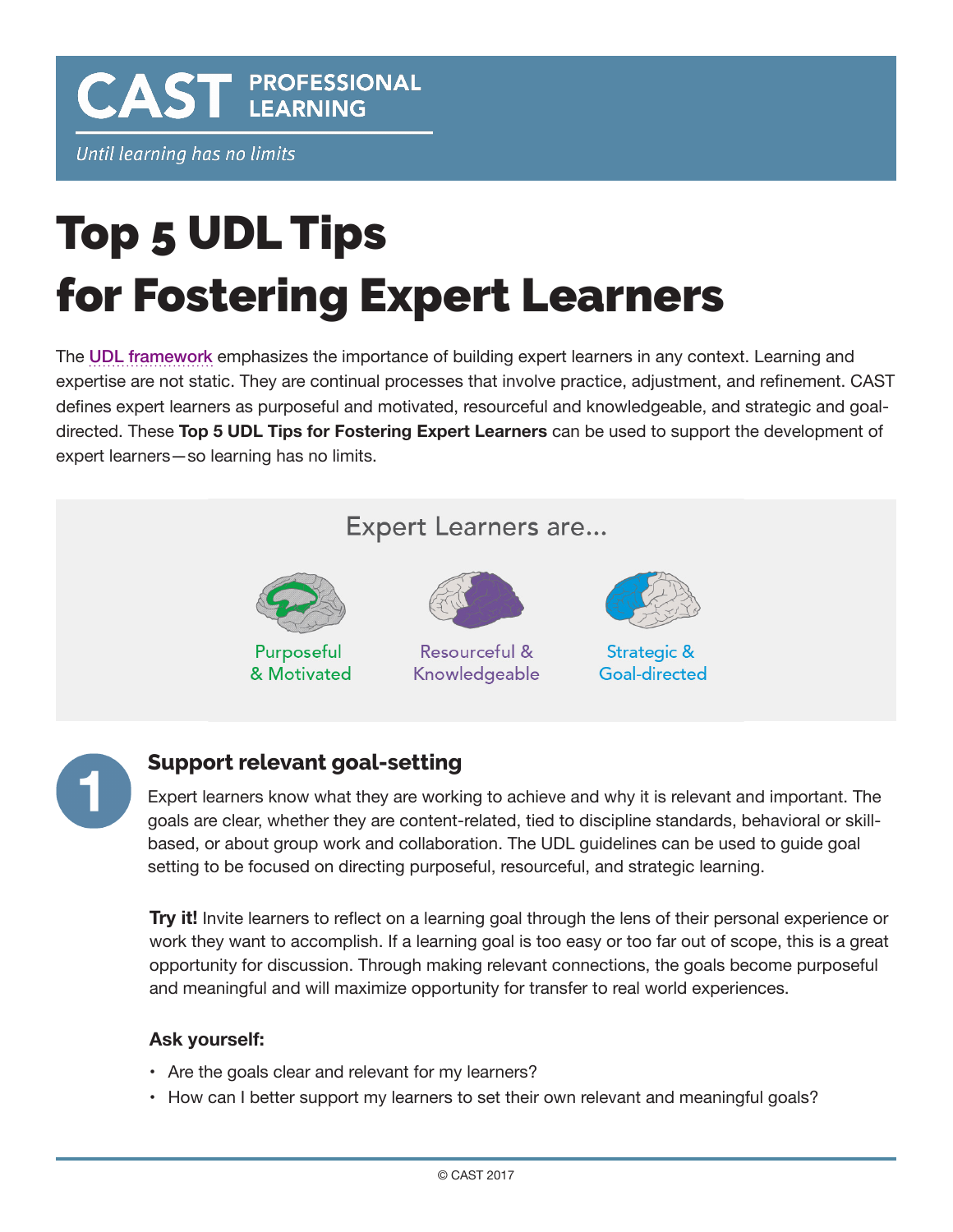CAST PROFESSIONAL LEARNING

*Until learning has no limits*

# Top 5 UDL Tips for Fostering Expert Learners

The UDL framework emphasizes the importance of building expert learners in any context. Learning and expertise are not static. They are continual processes that involve practice, adjustment, and refinement. CAST defines expert learners as purposeful and motivated, resourceful and knowledgeable, and strategic and goal-directed. These **Top 5 UDL Tips for Fostering Expert Learners** can be used to support the development of expert learners—so learning has no limits.

Expert Learners are...

Purposeful & Motivated

Resourceful & Knowledgeable

Strategic & Goal-directed

## 1 Support relevant goal-setting

Expert learners know what they are working to achieve and why it is relevant and important. The goals are clear, whether they are content-related, tied to discipline standards, behavioral or skill-based, or about group work and collaboration. The UDL guidelines can be used to guide goal setting to be focused on directing purposeful, resourceful, and strategic learning.

**Try it!** Invite learners to reflect on a learning goal through the lens of their personal experience or work they want to accomplish. If a learning goal is too easy or too far out of scope, this is a great opportunity for discussion. Through making relevant connections, the goals become purposeful and meaningful and will maximize opportunity for transfer to real world experiences.

**Ask yourself:**

- Are the goals clear and relevant for my learners?
- How can I better support my learners to set their own relevant and meaningful goals?

© CAST 2017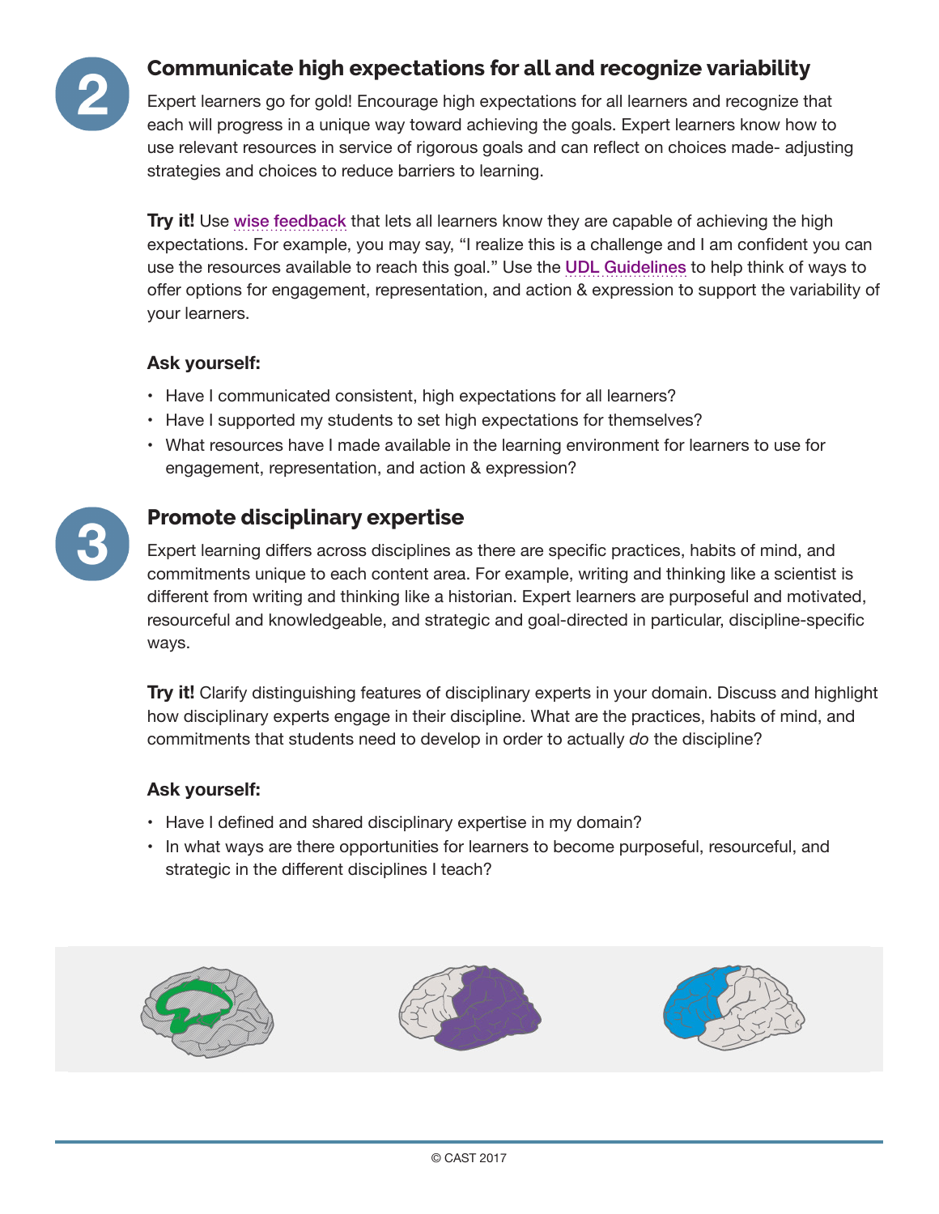## 2 Communicate high expectations for all and recognize variability

Expert learners go for gold! Encourage high expectations for all learners and recognize that each will progress in a unique way toward achieving the goals. Expert learners know how to use relevant resources in service of rigorous goals and can reflect on choices made- adjusting strategies and choices to reduce barriers to learning.

**Try it!** Use wise feedback that lets all learners know they are capable of achieving the high expectations. For example, you may say, "I realize this is a challenge and I am confident you can use the resources available to reach this goal." Use the UDL Guidelines to help think of ways to offer options for engagement, representation, and action & expression to support the variability of your learners.

**Ask yourself:**

- Have I communicated consistent, high expectations for all learners?
- Have I supported my students to set high expectations for themselves?
- What resources have I made available in the learning environment for learners to use for engagement, representation, and action & expression?

## 3 Promote disciplinary expertise

Expert learning differs across disciplines as there are specific practices, habits of mind, and commitments unique to each content area. For example, writing and thinking like a scientist is different from writing and thinking like a historian. Expert learners are purposeful and motivated, resourceful and knowledgeable, and strategic and goal-directed in particular, discipline-specific ways.

**Try it!** Clarify distinguishing features of disciplinary experts in your domain. Discuss and highlight how disciplinary experts engage in their discipline. What are the practices, habits of mind, and commitments that students need to develop in order to actually *do* the discipline?

**Ask yourself:**

- Have I defined and shared disciplinary expertise in my domain?
- In what ways are there opportunities for learners to become purposeful, resourceful, and strategic in the different disciplines I teach?

© CAST 2017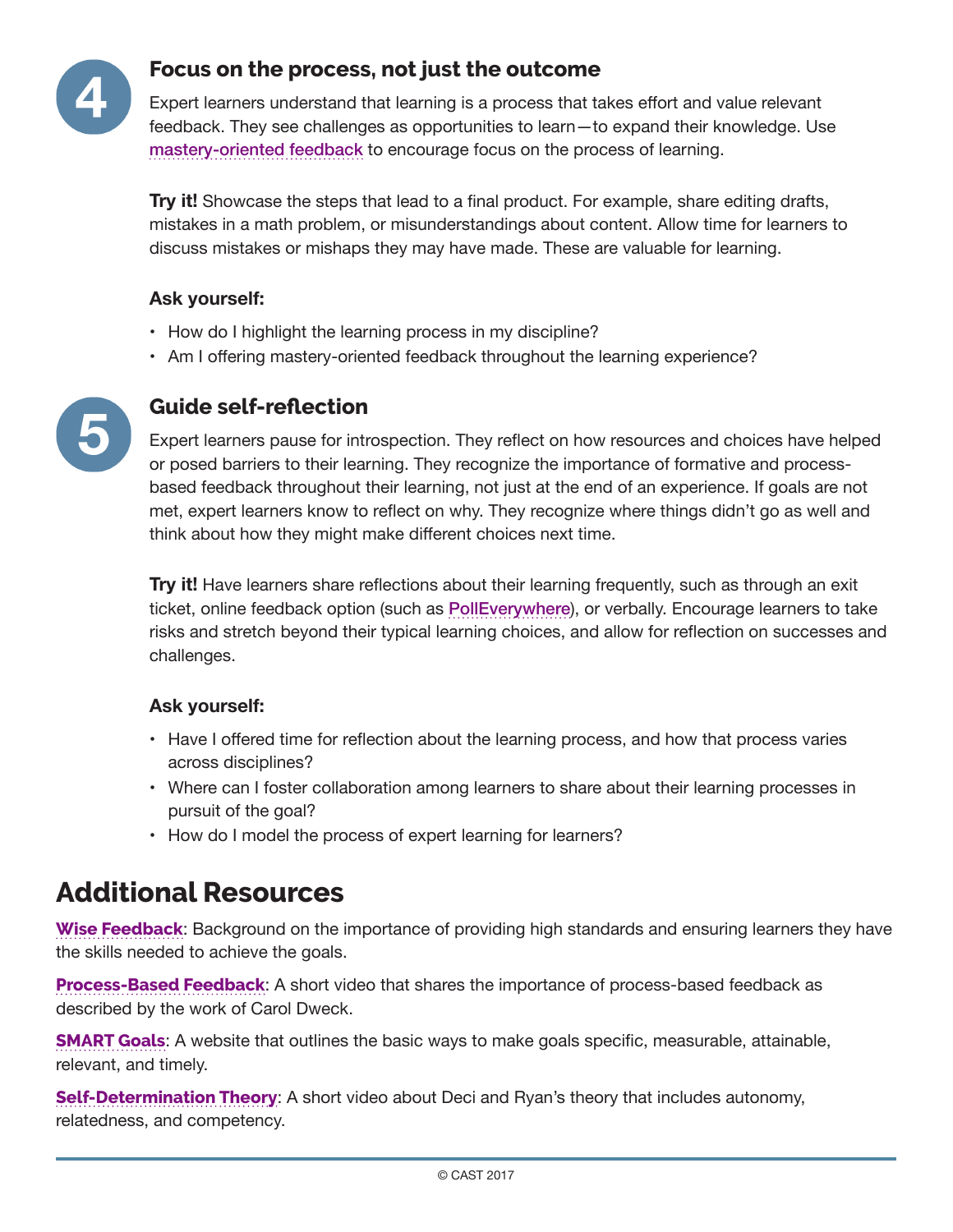## 4 Focus on the process, not just the outcome

Expert learners understand that learning is a process that takes effort and value relevant feedback. They see challenges as opportunities to learn—to expand their knowledge. Use mastery-oriented feedback to encourage focus on the process of learning.

**Try it!** Showcase the steps that lead to a final product. For example, share editing drafts, mistakes in a math problem, or misunderstandings about content. Allow time for learners to discuss mistakes or mishaps they may have made. These are valuable for learning.

**Ask yourself:**

- How do I highlight the learning process in my discipline?
- Am I offering mastery-oriented feedback throughout the learning experience?

## 5 Guide self-reflection

Expert learners pause for introspection. They reflect on how resources and choices have helped or posed barriers to their learning. They recognize the importance of formative and process-based feedback throughout their learning, not just at the end of an experience. If goals are not met, expert learners know to reflect on why. They recognize where things didn't go as well and think about how they might make different choices next time.

**Try it!** Have learners share reflections about their learning frequently, such as through an exit ticket, online feedback option (such as PollEverywhere), or verbally. Encourage learners to take risks and stretch beyond their typical learning choices, and allow for reflection on successes and challenges.

**Ask yourself:**

- Have I offered time for reflection about the learning process, and how that process varies across disciplines?
- Where can I foster collaboration among learners to share about their learning processes in pursuit of the goal?
- How do I model the process of expert learning for learners?

# Additional Resources

**Wise Feedback**: Background on the importance of providing high standards and ensuring learners they have the skills needed to achieve the goals.

**Process-Based Feedback**: A short video that shares the importance of process-based feedback as described by the work of Carol Dweck.

**SMART Goals**: A website that outlines the basic ways to make goals specific, measurable, attainable, relevant, and timely.

**Self-Determination Theory**: A short video about Deci and Ryan's theory that includes autonomy, relatedness, and competency.

© CAST 2017